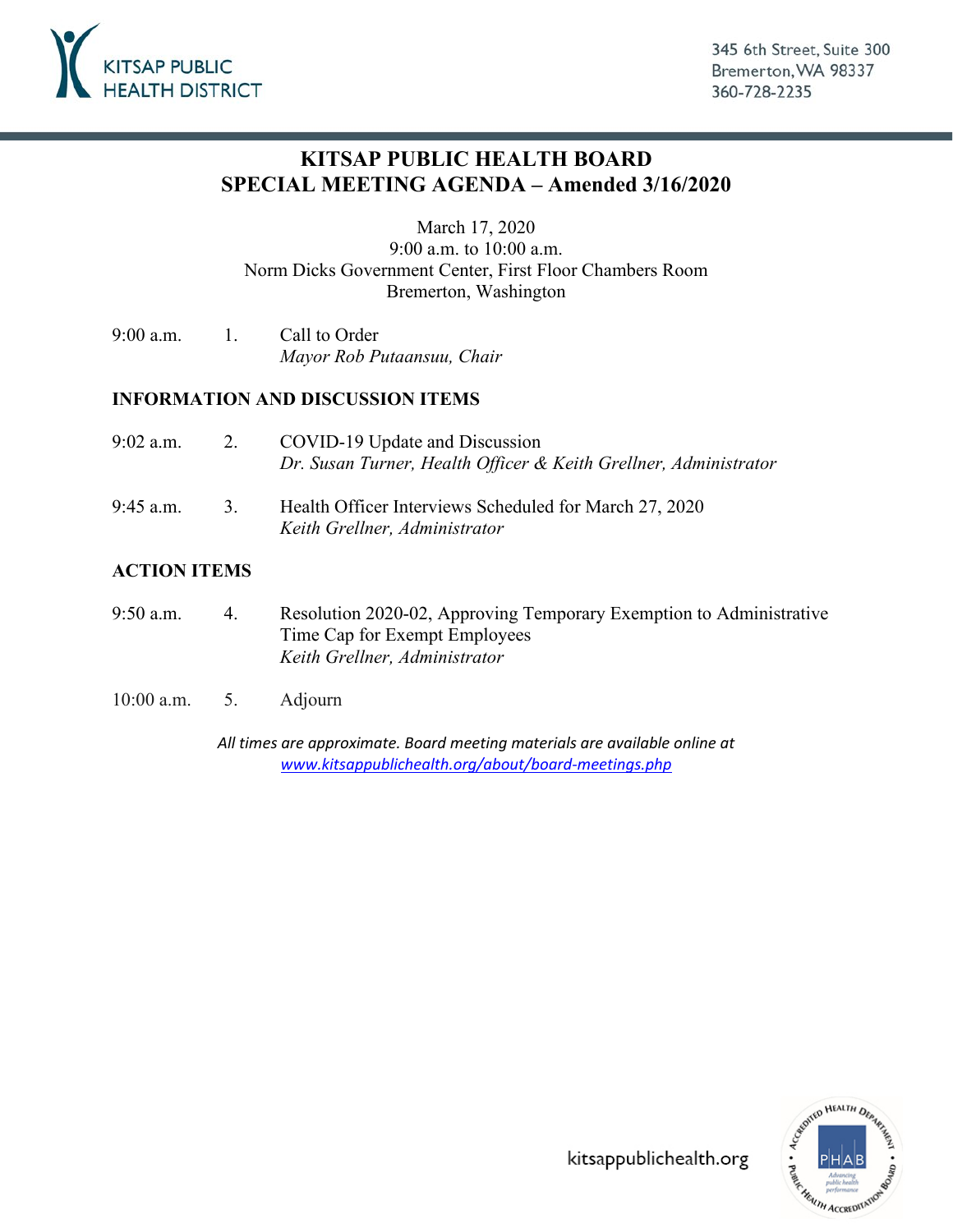KITSAP PUBLIC HEALTH DISTRICT

345 6th Street, Suite 300
Bremerton, WA 98337
360-728-2235

# KITSAP PUBLIC HEALTH BOARD
# SPECIAL MEETING AGENDA – Amended 3/16/2020

March 17, 2020
9:00 a.m. to 10:00 a.m.
Norm Dicks Government Center, First Floor Chambers Room
Bremerton, Washington

9:00 a.m. 1. Call to Order
*Mayor Rob Putaansuu, Chair*

## INFORMATION AND DISCUSSION ITEMS

9:02 a.m. 2. COVID-19 Update and Discussion
*Dr. Susan Turner, Health Officer & Keith Grellner, Administrator*

9:45 a.m. 3. Health Officer Interviews Scheduled for March 27, 2020
*Keith Grellner, Administrator*

## ACTION ITEMS

9:50 a.m. 4. Resolution 2020-02, Approving Temporary Exemption to Administrative Time Cap for Exempt Employees
*Keith Grellner, Administrator*

10:00 a.m. 5. Adjourn

*All times are approximate. Board meeting materials are available online at [www.kitsappublichealth.org/about/board-meetings.php](http://www.kitsappublichealth.org/about/board-meetings.php)*

kitsappublichealth.org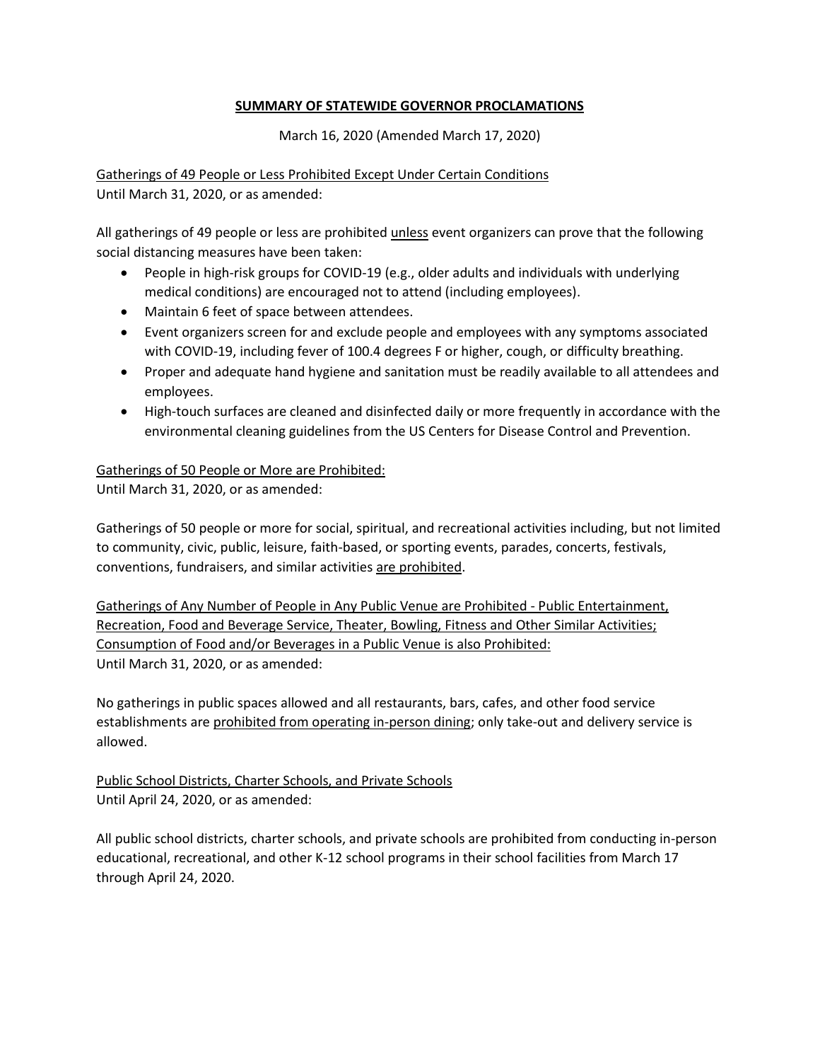**SUMMARY OF STATEWIDE GOVERNOR PROCLAMATIONS**

March 16, 2020 (Amended March 17, 2020)

Gatherings of 49 People or Less Prohibited Except Under Certain Conditions
Until March 31, 2020, or as amended:

All gatherings of 49 people or less are prohibited unless event organizers can prove that the following social distancing measures have been taken:

- People in high-risk groups for COVID-19 (e.g., older adults and individuals with underlying medical conditions) are encouraged not to attend (including employees).
- Maintain 6 feet of space between attendees.
- Event organizers screen for and exclude people and employees with any symptoms associated with COVID-19, including fever of 100.4 degrees F or higher, cough, or difficulty breathing.
- Proper and adequate hand hygiene and sanitation must be readily available to all attendees and employees.
- High-touch surfaces are cleaned and disinfected daily or more frequently in accordance with the environmental cleaning guidelines from the US Centers for Disease Control and Prevention.

Gatherings of 50 People or More are Prohibited:
Until March 31, 2020, or as amended:

Gatherings of 50 people or more for social, spiritual, and recreational activities including, but not limited to community, civic, public, leisure, faith-based, or sporting events, parades, concerts, festivals, conventions, fundraisers, and similar activities are prohibited.

Gatherings of Any Number of People in Any Public Venue are Prohibited - Public Entertainment, Recreation, Food and Beverage Service, Theater, Bowling, Fitness and Other Similar Activities; Consumption of Food and/or Beverages in a Public Venue is also Prohibited:
Until March 31, 2020, or as amended:

No gatherings in public spaces allowed and all restaurants, bars, cafes, and other food service establishments are prohibited from operating in-person dining; only take-out and delivery service is allowed.

Public School Districts, Charter Schools, and Private Schools
Until April 24, 2020, or as amended:

All public school districts, charter schools, and private schools are prohibited from conducting in-person educational, recreational, and other K-12 school programs in their school facilities from March 17 through April 24, 2020.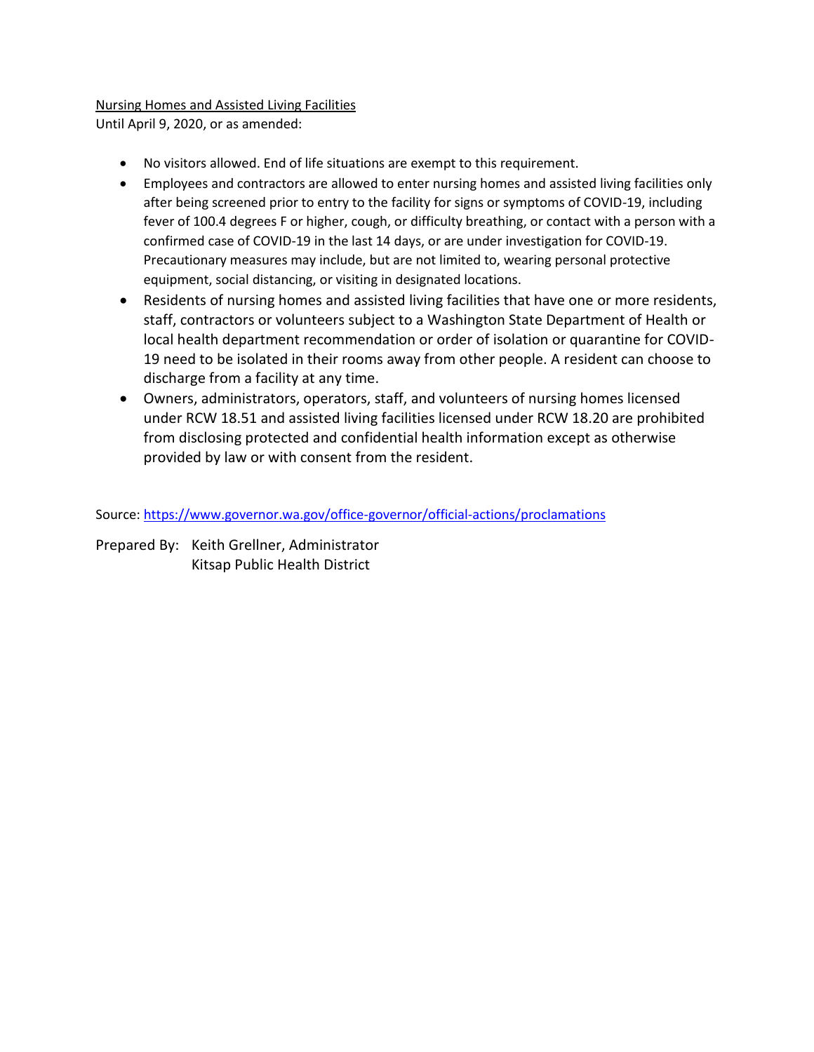Nursing Homes and Assisted Living Facilities

Until April 9, 2020, or as amended:

- No visitors allowed. End of life situations are exempt to this requirement.
- Employees and contractors are allowed to enter nursing homes and assisted living facilities only after being screened prior to entry to the facility for signs or symptoms of COVID-19, including fever of 100.4 degrees F or higher, cough, or difficulty breathing, or contact with a person with a confirmed case of COVID-19 in the last 14 days, or are under investigation for COVID-19. Precautionary measures may include, but are not limited to, wearing personal protective equipment, social distancing, or visiting in designated locations.
- Residents of nursing homes and assisted living facilities that have one or more residents, staff, contractors or volunteers subject to a Washington State Department of Health or local health department recommendation or order of isolation or quarantine for COVID-19 need to be isolated in their rooms away from other people. A resident can choose to discharge from a facility at any time.
- Owners, administrators, operators, staff, and volunteers of nursing homes licensed under RCW 18.51 and assisted living facilities licensed under RCW 18.20 are prohibited from disclosing protected and confidential health information except as otherwise provided by law or with consent from the resident.

Source: https://www.governor.wa.gov/office-governor/official-actions/proclamations

Prepared By: Keith Grellner, Administrator
Kitsap Public Health District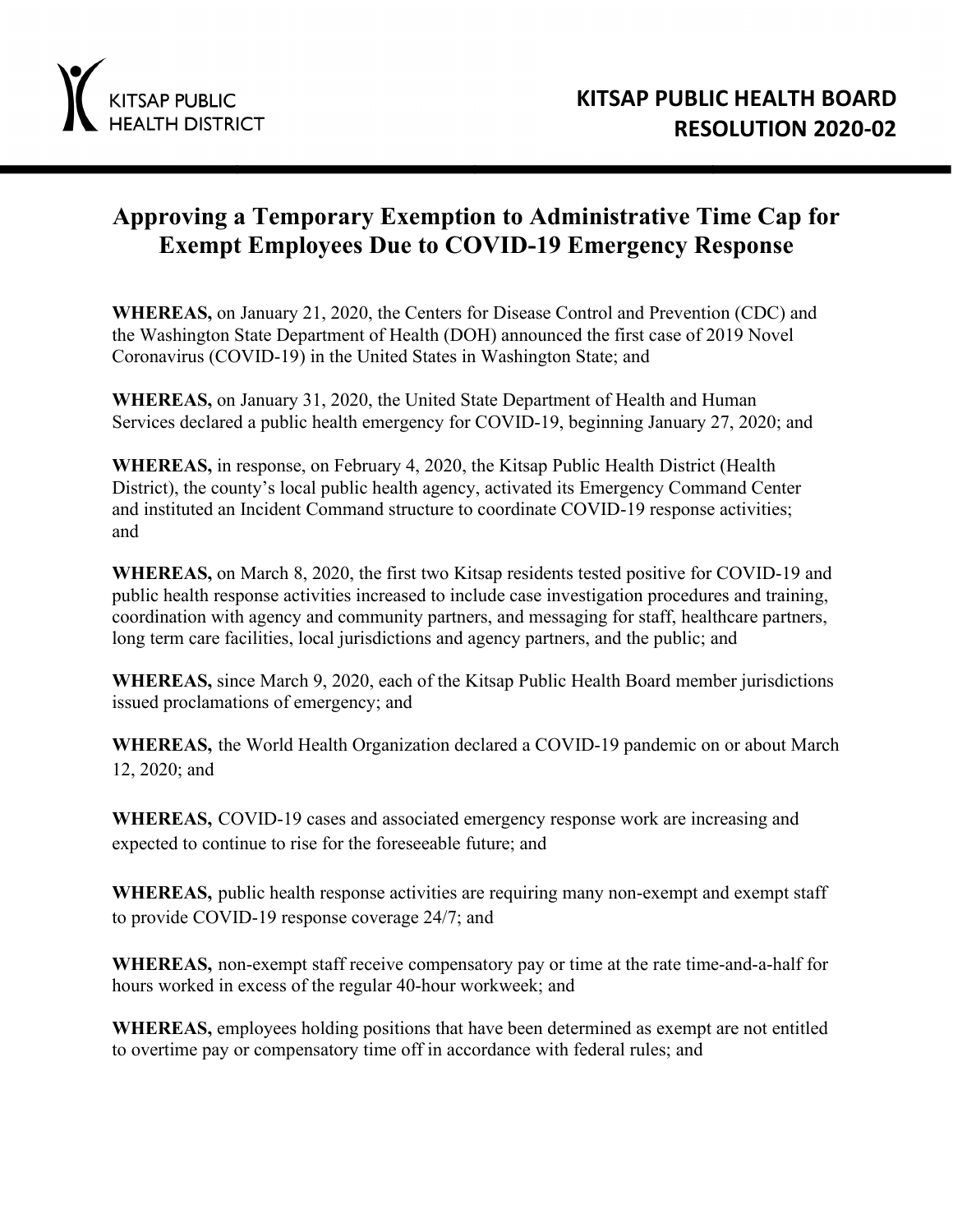KITSAP PUBLIC HEALTH DISTRICT

**KITSAP PUBLIC HEALTH BOARD**
**RESOLUTION 2020-02**

# Approving a Temporary Exemption to Administrative Time Cap for Exempt Employees Due to COVID-19 Emergency Response

**WHEREAS,** on January 21, 2020, the Centers for Disease Control and Prevention (CDC) and the Washington State Department of Health (DOH) announced the first case of 2019 Novel Coronavirus (COVID-19) in the United States in Washington State; and

**WHEREAS,** on January 31, 2020, the United State Department of Health and Human Services declared a public health emergency for COVID-19, beginning January 27, 2020; and

**WHEREAS,** in response, on February 4, 2020, the Kitsap Public Health District (Health District), the county's local public health agency, activated its Emergency Command Center and instituted an Incident Command structure to coordinate COVID-19 response activities; and

**WHEREAS,** on March 8, 2020, the first two Kitsap residents tested positive for COVID-19 and public health response activities increased to include case investigation procedures and training, coordination with agency and community partners, and messaging for staff, healthcare partners, long term care facilities, local jurisdictions and agency partners, and the public; and

**WHEREAS,** since March 9, 2020, each of the Kitsap Public Health Board member jurisdictions issued proclamations of emergency; and

**WHEREAS,** the World Health Organization declared a COVID-19 pandemic on or about March 12, 2020; and

**WHEREAS,** COVID-19 cases and associated emergency response work are increasing and expected to continue to rise for the foreseeable future; and

**WHEREAS,** public health response activities are requiring many non-exempt and exempt staff to provide COVID-19 response coverage 24/7; and

**WHEREAS,** non-exempt staff receive compensatory pay or time at the rate time-and-a-half for hours worked in excess of the regular 40-hour workweek; and

**WHEREAS,** employees holding positions that have been determined as exempt are not entitled to overtime pay or compensatory time off in accordance with federal rules; and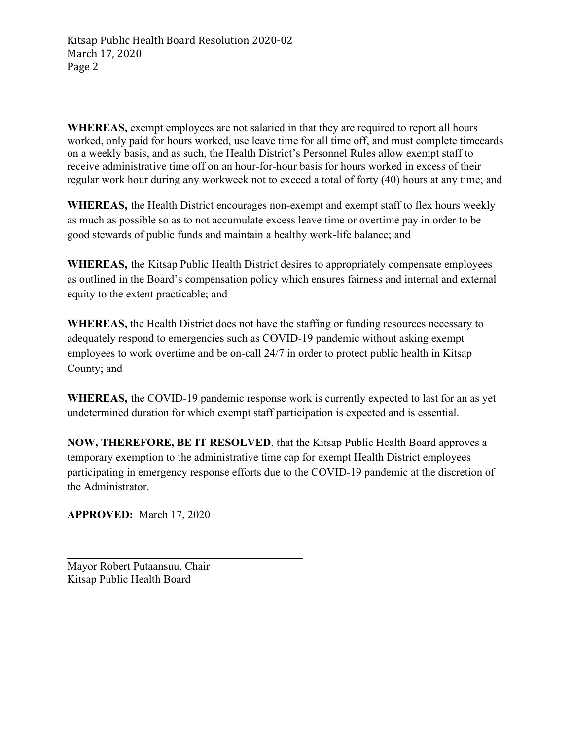**WHEREAS,** exempt employees are not salaried in that they are required to report all hours worked, only paid for hours worked, use leave time for all time off, and must complete timecards on a weekly basis, and as such, the Health District's Personnel Rules allow exempt staff to receive administrative time off on an hour-for-hour basis for hours worked in excess of their regular work hour during any workweek not to exceed a total of forty (40) hours at any time; and

**WHEREAS,** the Health District encourages non-exempt and exempt staff to flex hours weekly as much as possible so as to not accumulate excess leave time or overtime pay in order to be good stewards of public funds and maintain a healthy work-life balance; and

**WHEREAS,** the Kitsap Public Health District desires to appropriately compensate employees as outlined in the Board's compensation policy which ensures fairness and internal and external equity to the extent practicable; and

**WHEREAS,** the Health District does not have the staffing or funding resources necessary to adequately respond to emergencies such as COVID-19 pandemic without asking exempt employees to work overtime and be on-call 24/7 in order to protect public health in Kitsap County; and

**WHEREAS,** the COVID-19 pandemic response work is currently expected to last for an as yet undetermined duration for which exempt staff participation is expected and is essential.

**NOW, THEREFORE, BE IT RESOLVED**, that the Kitsap Public Health Board approves a temporary exemption to the administrative time cap for exempt Health District employees participating in emergency response efforts due to the COVID-19 pandemic at the discretion of the Administrator.

**APPROVED:** March 17, 2020

\_\_\_\_\_\_\_\_\_\_\_\_\_\_\_\_\_\_\_\_\_\_\_\_\_\_\_\_\_\_\_\_\_\_\_\_\_\_

Mayor Robert Putaansuu, Chair
Kitsap Public Health Board